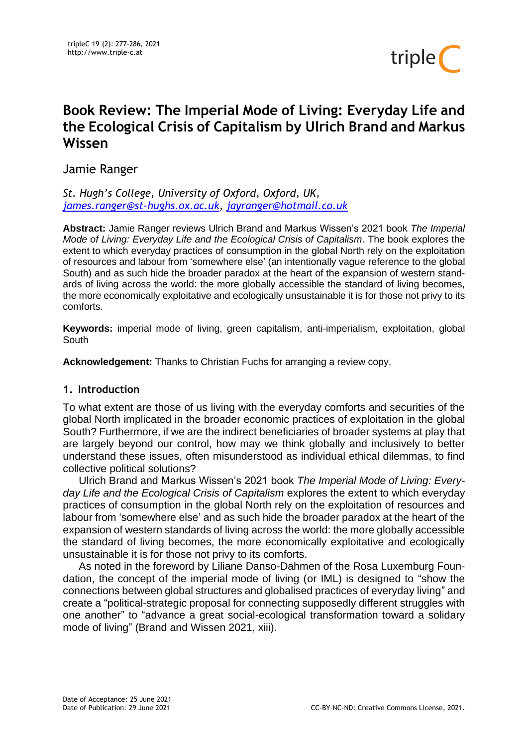# Book Review: The Imperial Mode of Living: Everyday Life and the Ecological Crisis of Capitalism by Ulrich Brand and Markus Wissen

Jamie Ranger

*St. Hugh's College, University of Oxford, Oxford, UK,* [*james.ranger@st-hughs.ox.ac.uk*](mailto:james.ranger@st-hughs.ox.ac.uk)*,* [*jayranger@hotmail.co.uk*](mailto:jayranger@hotmail.co.uk)

**Abstract:** Jamie Ranger reviews Ulrich Brand and Markus Wissen's 2021 book *The Imperial Mode of Living: Everyday Life and the Ecological Crisis of Capitalism*. The book explores the extent to which everyday practices of consumption in the global North rely on the exploitation of resources and labour from 'somewhere else' (an intentionally vague reference to the global South) and as such hide the broader paradox at the heart of the expansion of western standards of living across the world: the more globally accessible the standard of living becomes, the more economically exploitative and ecologically unsustainable it is for those not privy to its comforts.

**Keywords:** imperial mode of living, green capitalism, anti-imperialism, exploitation, global South

**Acknowledgement:** Thanks to Christian Fuchs for arranging a review copy.

## 1. Introduction

To what extent are those of us living with the everyday comforts and securities of the global North implicated in the broader economic practices of exploitation in the global South? Furthermore, if we are the indirect beneficiaries of broader systems at play that are largely beyond our control, how may we think globally and inclusively to better understand these issues, often misunderstood as individual ethical dilemmas, to find collective political solutions?

Ulrich Brand and Markus Wissen's 2021 book *The Imperial Mode of Living: Everyday Life and the Ecological Crisis of Capitalism* explores the extent to which everyday practices of consumption in the global North rely on the exploitation of resources and labour from 'somewhere else' and as such hide the broader paradox at the heart of the expansion of western standards of living across the world: the more globally accessible the standard of living becomes, the more economically exploitative and ecologically unsustainable it is for those not privy to its comforts.

As noted in the foreword by Liliane Danso-Dahmen of the Rosa Luxemburg Foundation, the concept of the imperial mode of living (or IML) is designed to "show the connections between global structures and globalised practices of everyday living" and create a "political-strategic proposal for connecting supposedly different struggles with one another" to "advance a great social-ecological transformation toward a solidary mode of living" (Brand and Wissen 2021, xiii).

Date of Acceptance: 25 June 2021
Date of Publication: 29 June 2021

CC-BY-NC-ND: Creative Commons License, 2021.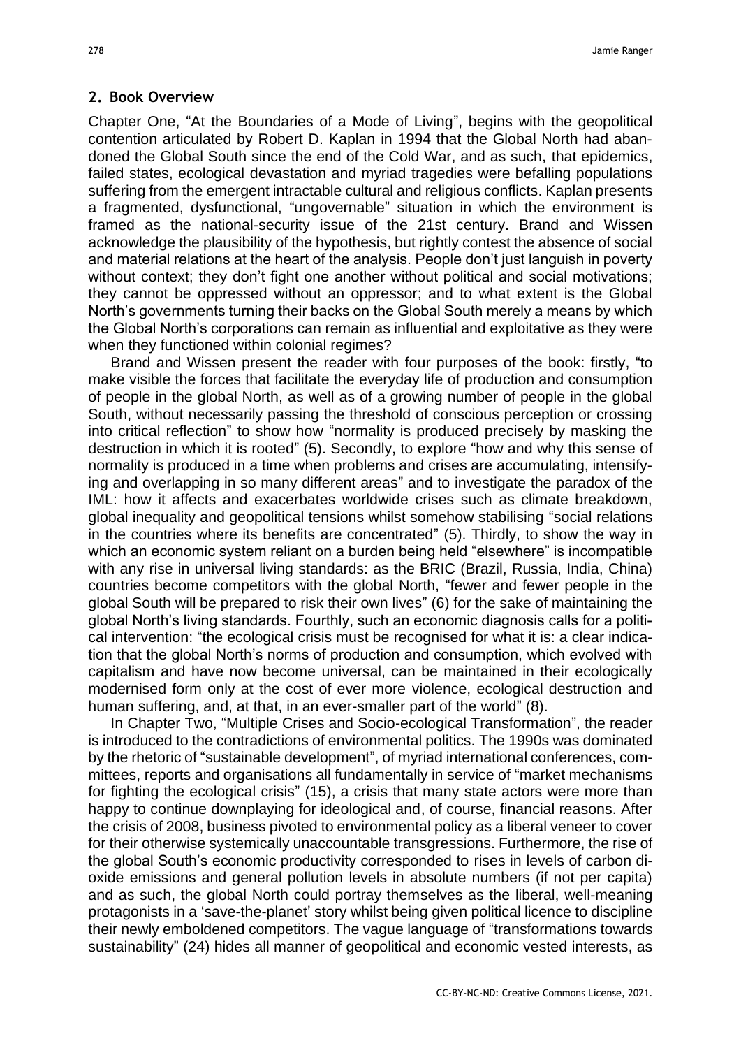## 2. Book Overview

Chapter One, "At the Boundaries of a Mode of Living", begins with the geopolitical contention articulated by Robert D. Kaplan in 1994 that the Global North had abandoned the Global South since the end of the Cold War, and as such, that epidemics, failed states, ecological devastation and myriad tragedies were befalling populations suffering from the emergent intractable cultural and religious conflicts. Kaplan presents a fragmented, dysfunctional, "ungovernable" situation in which the environment is framed as the national-security issue of the 21st century. Brand and Wissen acknowledge the plausibility of the hypothesis, but rightly contest the absence of social and material relations at the heart of the analysis. People don't just languish in poverty without context; they don't fight one another without political and social motivations; they cannot be oppressed without an oppressor; and to what extent is the Global North's governments turning their backs on the Global South merely a means by which the Global North's corporations can remain as influential and exploitative as they were when they functioned within colonial regimes?

Brand and Wissen present the reader with four purposes of the book: firstly, "to make visible the forces that facilitate the everyday life of production and consumption of people in the global North, as well as of a growing number of people in the global South, without necessarily passing the threshold of conscious perception or crossing into critical reflection" to show how "normality is produced precisely by masking the destruction in which it is rooted" (5). Secondly, to explore "how and why this sense of normality is produced in a time when problems and crises are accumulating, intensifying and overlapping in so many different areas" and to investigate the paradox of the IML: how it affects and exacerbates worldwide crises such as climate breakdown, global inequality and geopolitical tensions whilst somehow stabilising "social relations in the countries where its benefits are concentrated" (5). Thirdly, to show the way in which an economic system reliant on a burden being held "elsewhere" is incompatible with any rise in universal living standards: as the BRIC (Brazil, Russia, India, China) countries become competitors with the global North, "fewer and fewer people in the global South will be prepared to risk their own lives" (6) for the sake of maintaining the global North's living standards. Fourthly, such an economic diagnosis calls for a political intervention: "the ecological crisis must be recognised for what it is: a clear indication that the global North's norms of production and consumption, which evolved with capitalism and have now become universal, can be maintained in their ecologically modernised form only at the cost of ever more violence, ecological destruction and human suffering, and, at that, in an ever-smaller part of the world" (8).

In Chapter Two, "Multiple Crises and Socio-ecological Transformation", the reader is introduced to the contradictions of environmental politics. The 1990s was dominated by the rhetoric of "sustainable development", of myriad international conferences, committees, reports and organisations all fundamentally in service of "market mechanisms for fighting the ecological crisis" (15), a crisis that many state actors were more than happy to continue downplaying for ideological and, of course, financial reasons. After the crisis of 2008, business pivoted to environmental policy as a liberal veneer to cover for their otherwise systemically unaccountable transgressions. Furthermore, the rise of the global South's economic productivity corresponded to rises in levels of carbon dioxide emissions and general pollution levels in absolute numbers (if not per capita) and as such, the global North could portray themselves as the liberal, well-meaning protagonists in a 'save-the-planet' story whilst being given political licence to discipline their newly emboldened competitors. The vague language of "transformations towards sustainability" (24) hides all manner of geopolitical and economic vested interests, as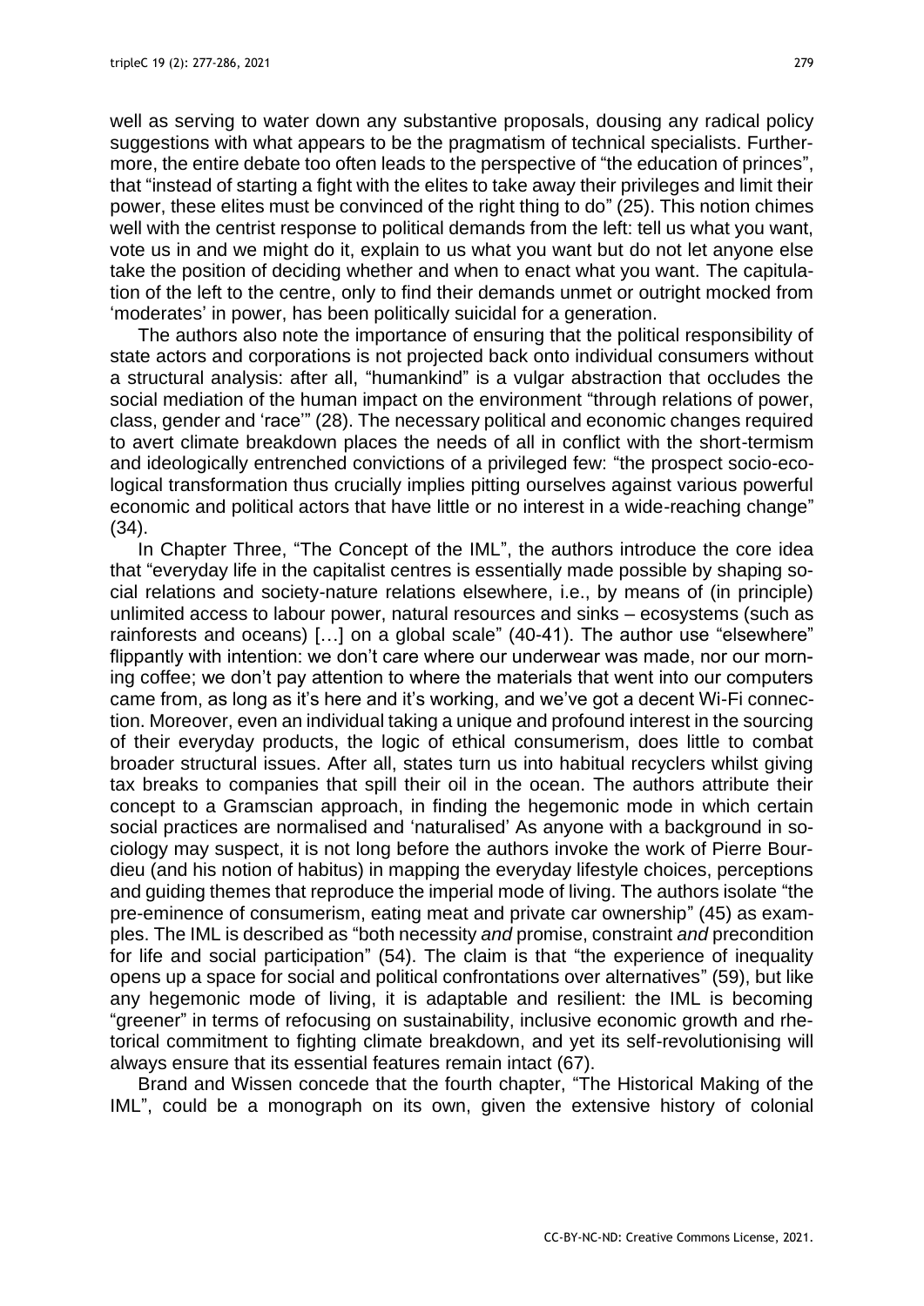well as serving to water down any substantive proposals, dousing any radical policy suggestions with what appears to be the pragmatism of technical specialists. Furthermore, the entire debate too often leads to the perspective of "the education of princes", that "instead of starting a fight with the elites to take away their privileges and limit their power, these elites must be convinced of the right thing to do" (25). This notion chimes well with the centrist response to political demands from the left: tell us what you want, vote us in and we might do it, explain to us what you want but do not let anyone else take the position of deciding whether and when to enact what you want. The capitulation of the left to the centre, only to find their demands unmet or outright mocked from 'moderates' in power, has been politically suicidal for a generation.

The authors also note the importance of ensuring that the political responsibility of state actors and corporations is not projected back onto individual consumers without a structural analysis: after all, "humankind" is a vulgar abstraction that occludes the social mediation of the human impact on the environment "through relations of power, class, gender and 'race'" (28). The necessary political and economic changes required to avert climate breakdown places the needs of all in conflict with the short-termism and ideologically entrenched convictions of a privileged few: "the prospect socio-ecological transformation thus crucially implies pitting ourselves against various powerful economic and political actors that have little or no interest in a wide-reaching change" (34).

In Chapter Three, "The Concept of the IML", the authors introduce the core idea that "everyday life in the capitalist centres is essentially made possible by shaping social relations and society-nature relations elsewhere, i.e., by means of (in principle) unlimited access to labour power, natural resources and sinks – ecosystems (such as rainforests and oceans) […] on a global scale" (40-41). The author use "elsewhere" flippantly with intention: we don't care where our underwear was made, nor our morning coffee; we don't pay attention to where the materials that went into our computers came from, as long as it's here and it's working, and we've got a decent Wi-Fi connection. Moreover, even an individual taking a unique and profound interest in the sourcing of their everyday products, the logic of ethical consumerism, does little to combat broader structural issues. After all, states turn us into habitual recyclers whilst giving tax breaks to companies that spill their oil in the ocean. The authors attribute their concept to a Gramscian approach, in finding the hegemonic mode in which certain social practices are normalised and 'naturalised' As anyone with a background in sociology may suspect, it is not long before the authors invoke the work of Pierre Bourdieu (and his notion of habitus) in mapping the everyday lifestyle choices, perceptions and guiding themes that reproduce the imperial mode of living. The authors isolate "the pre-eminence of consumerism, eating meat and private car ownership" (45) as examples. The IML is described as "both necessity *and* promise, constraint *and* precondition for life and social participation" (54). The claim is that "the experience of inequality opens up a space for social and political confrontations over alternatives" (59), but like any hegemonic mode of living, it is adaptable and resilient: the IML is becoming "greener" in terms of refocusing on sustainability, inclusive economic growth and rhetorical commitment to fighting climate breakdown, and yet its self-revolutionising will always ensure that its essential features remain intact (67).

Brand and Wissen concede that the fourth chapter, "The Historical Making of the IML", could be a monograph on its own, given the extensive history of colonial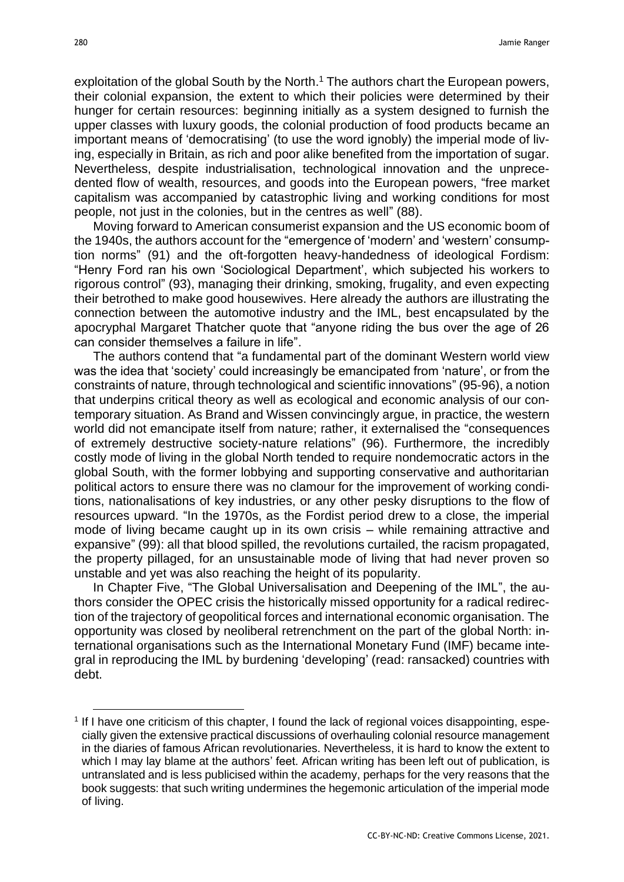exploitation of the global South by the North.[1] The authors chart the European powers, their colonial expansion, the extent to which their policies were determined by their hunger for certain resources: beginning initially as a system designed to furnish the upper classes with luxury goods, the colonial production of food products became an important means of 'democratising' (to use the word ignobly) the imperial mode of living, especially in Britain, as rich and poor alike benefited from the importation of sugar. Nevertheless, despite industrialisation, technological innovation and the unprecedented flow of wealth, resources, and goods into the European powers, "free market capitalism was accompanied by catastrophic living and working conditions for most people, not just in the colonies, but in the centres as well" (88).

Moving forward to American consumerist expansion and the US economic boom of the 1940s, the authors account for the "emergence of 'modern' and 'western' consumption norms" (91) and the oft-forgotten heavy-handedness of ideological Fordism: "Henry Ford ran his own 'Sociological Department', which subjected his workers to rigorous control" (93), managing their drinking, smoking, frugality, and even expecting their betrothed to make good housewives. Here already the authors are illustrating the connection between the automotive industry and the IML, best encapsulated by the apocryphal Margaret Thatcher quote that "anyone riding the bus over the age of 26 can consider themselves a failure in life".

The authors contend that "a fundamental part of the dominant Western world view was the idea that 'society' could increasingly be emancipated from 'nature', or from the constraints of nature, through technological and scientific innovations" (95-96), a notion that underpins critical theory as well as ecological and economic analysis of our contemporary situation. As Brand and Wissen convincingly argue, in practice, the western world did not emancipate itself from nature; rather, it externalised the "consequences of extremely destructive society-nature relations" (96). Furthermore, the incredibly costly mode of living in the global North tended to require nondemocratic actors in the global South, with the former lobbying and supporting conservative and authoritarian political actors to ensure there was no clamour for the improvement of working conditions, nationalisations of key industries, or any other pesky disruptions to the flow of resources upward. "In the 1970s, as the Fordist period drew to a close, the imperial mode of living became caught up in its own crisis – while remaining attractive and expansive" (99): all that blood spilled, the revolutions curtailed, the racism propagated, the property pillaged, for an unsustainable mode of living that had never proven so unstable and yet was also reaching the height of its popularity.

In Chapter Five, "The Global Universalisation and Deepening of the IML", the authors consider the OPEC crisis the historically missed opportunity for a radical redirection of the trajectory of geopolitical forces and international economic organisation. The opportunity was closed by neoliberal retrenchment on the part of the global North: international organisations such as the International Monetary Fund (IMF) became integral in reproducing the IML by burdening 'developing' (read: ransacked) countries with debt.

[1] If I have one criticism of this chapter, I found the lack of regional voices disappointing, especially given the extensive practical discussions of overhauling colonial resource management in the diaries of famous African revolutionaries. Nevertheless, it is hard to know the extent to which I may lay blame at the authors' feet. African writing has been left out of publication, is untranslated and is less publicised within the academy, perhaps for the very reasons that the book suggests: that such writing undermines the hegemonic articulation of the imperial mode of living.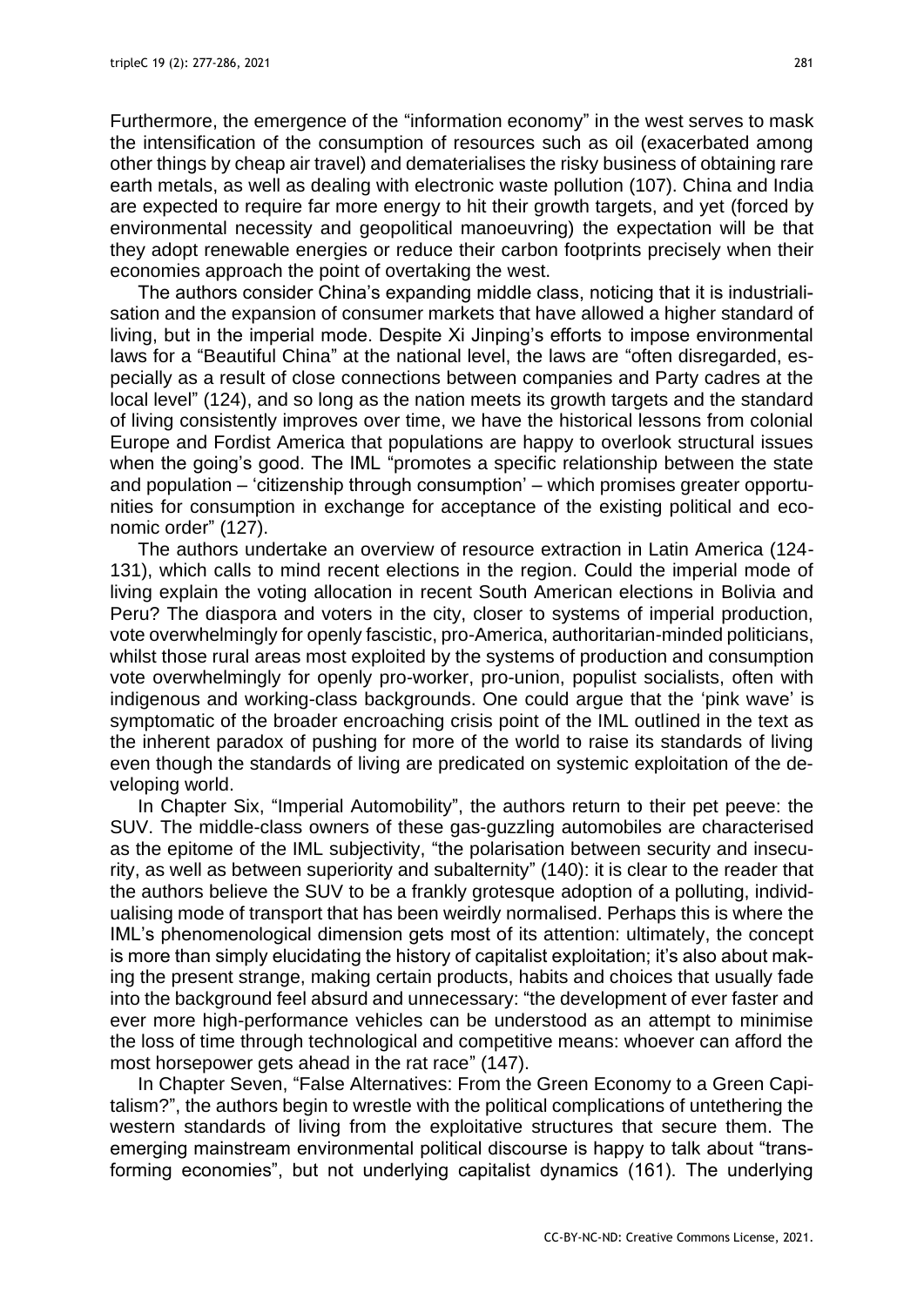Furthermore, the emergence of the "information economy" in the west serves to mask the intensification of the consumption of resources such as oil (exacerbated among other things by cheap air travel) and dematerialises the risky business of obtaining rare earth metals, as well as dealing with electronic waste pollution (107). China and India are expected to require far more energy to hit their growth targets, and yet (forced by environmental necessity and geopolitical manoeuvring) the expectation will be that they adopt renewable energies or reduce their carbon footprints precisely when their economies approach the point of overtaking the west.

The authors consider China's expanding middle class, noticing that it is industrialisation and the expansion of consumer markets that have allowed a higher standard of living, but in the imperial mode. Despite Xi Jinping's efforts to impose environmental laws for a "Beautiful China" at the national level, the laws are "often disregarded, especially as a result of close connections between companies and Party cadres at the local level" (124), and so long as the nation meets its growth targets and the standard of living consistently improves over time, we have the historical lessons from colonial Europe and Fordist America that populations are happy to overlook structural issues when the going's good. The IML "promotes a specific relationship between the state and population – 'citizenship through consumption' – which promises greater opportunities for consumption in exchange for acceptance of the existing political and economic order" (127).

The authors undertake an overview of resource extraction in Latin America (124-131), which calls to mind recent elections in the region. Could the imperial mode of living explain the voting allocation in recent South American elections in Bolivia and Peru? The diaspora and voters in the city, closer to systems of imperial production, vote overwhelmingly for openly fascistic, pro-America, authoritarian-minded politicians, whilst those rural areas most exploited by the systems of production and consumption vote overwhelmingly for openly pro-worker, pro-union, populist socialists, often with indigenous and working-class backgrounds. One could argue that the 'pink wave' is symptomatic of the broader encroaching crisis point of the IML outlined in the text as the inherent paradox of pushing for more of the world to raise its standards of living even though the standards of living are predicated on systemic exploitation of the developing world.

In Chapter Six, "Imperial Automobility", the authors return to their pet peeve: the SUV. The middle-class owners of these gas-guzzling automobiles are characterised as the epitome of the IML subjectivity, "the polarisation between security and insecurity, as well as between superiority and subalternity" (140): it is clear to the reader that the authors believe the SUV to be a frankly grotesque adoption of a polluting, individualising mode of transport that has been weirdly normalised. Perhaps this is where the IML's phenomenological dimension gets most of its attention: ultimately, the concept is more than simply elucidating the history of capitalist exploitation; it's also about making the present strange, making certain products, habits and choices that usually fade into the background feel absurd and unnecessary: "the development of ever faster and ever more high-performance vehicles can be understood as an attempt to minimise the loss of time through technological and competitive means: whoever can afford the most horsepower gets ahead in the rat race" (147).

In Chapter Seven, "False Alternatives: From the Green Economy to a Green Capitalism?", the authors begin to wrestle with the political complications of untethering the western standards of living from the exploitative structures that secure them. The emerging mainstream environmental political discourse is happy to talk about "transforming economies", but not underlying capitalist dynamics (161). The underlying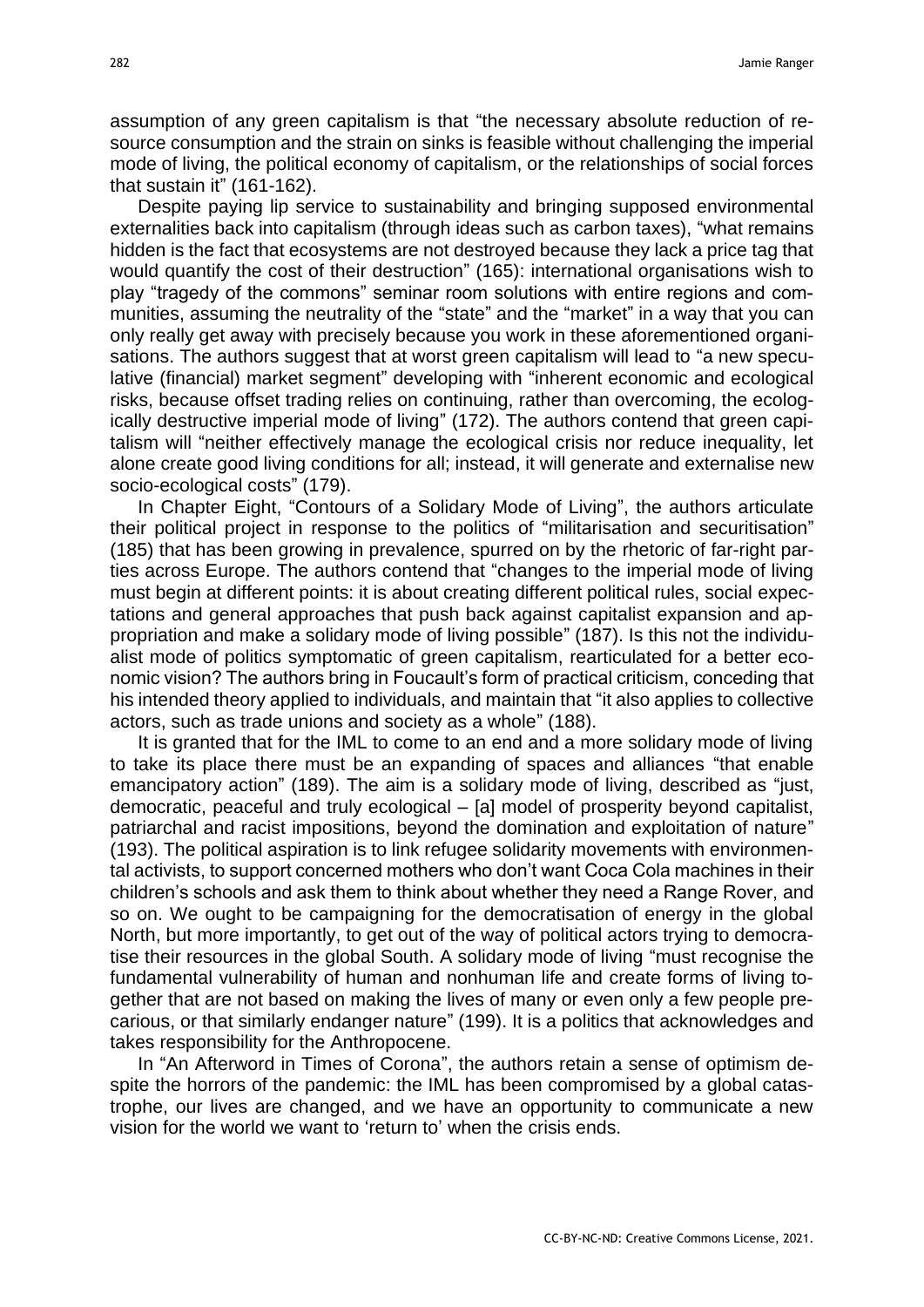assumption of any green capitalism is that "the necessary absolute reduction of resource consumption and the strain on sinks is feasible without challenging the imperial mode of living, the political economy of capitalism, or the relationships of social forces that sustain it" (161-162).

Despite paying lip service to sustainability and bringing supposed environmental externalities back into capitalism (through ideas such as carbon taxes), "what remains hidden is the fact that ecosystems are not destroyed because they lack a price tag that would quantify the cost of their destruction" (165): international organisations wish to play "tragedy of the commons" seminar room solutions with entire regions and communities, assuming the neutrality of the "state" and the "market" in a way that you can only really get away with precisely because you work in these aforementioned organisations. The authors suggest that at worst green capitalism will lead to "a new speculative (financial) market segment" developing with "inherent economic and ecological risks, because offset trading relies on continuing, rather than overcoming, the ecologically destructive imperial mode of living" (172). The authors contend that green capitalism will "neither effectively manage the ecological crisis nor reduce inequality, let alone create good living conditions for all; instead, it will generate and externalise new socio-ecological costs" (179).

In Chapter Eight, "Contours of a Solidary Mode of Living", the authors articulate their political project in response to the politics of "militarisation and securitisation" (185) that has been growing in prevalence, spurred on by the rhetoric of far-right parties across Europe. The authors contend that "changes to the imperial mode of living must begin at different points: it is about creating different political rules, social expectations and general approaches that push back against capitalist expansion and appropriation and make a solidary mode of living possible" (187). Is this not the individualist mode of politics symptomatic of green capitalism, rearticulated for a better economic vision? The authors bring in Foucault's form of practical criticism, conceding that his intended theory applied to individuals, and maintain that "it also applies to collective actors, such as trade unions and society as a whole" (188).

It is granted that for the IML to come to an end and a more solidary mode of living to take its place there must be an expanding of spaces and alliances "that enable emancipatory action" (189). The aim is a solidary mode of living, described as "just, democratic, peaceful and truly ecological – [a] model of prosperity beyond capitalist, patriarchal and racist impositions, beyond the domination and exploitation of nature" (193). The political aspiration is to link refugee solidarity movements with environmental activists, to support concerned mothers who don't want Coca Cola machines in their children's schools and ask them to think about whether they need a Range Rover, and so on. We ought to be campaigning for the democratisation of energy in the global North, but more importantly, to get out of the way of political actors trying to democratise their resources in the global South. A solidary mode of living "must recognise the fundamental vulnerability of human and nonhuman life and create forms of living together that are not based on making the lives of many or even only a few people precarious, or that similarly endanger nature" (199). It is a politics that acknowledges and takes responsibility for the Anthropocene.

In "An Afterword in Times of Corona", the authors retain a sense of optimism despite the horrors of the pandemic: the IML has been compromised by a global catastrophe, our lives are changed, and we have an opportunity to communicate a new vision for the world we want to 'return to' when the crisis ends.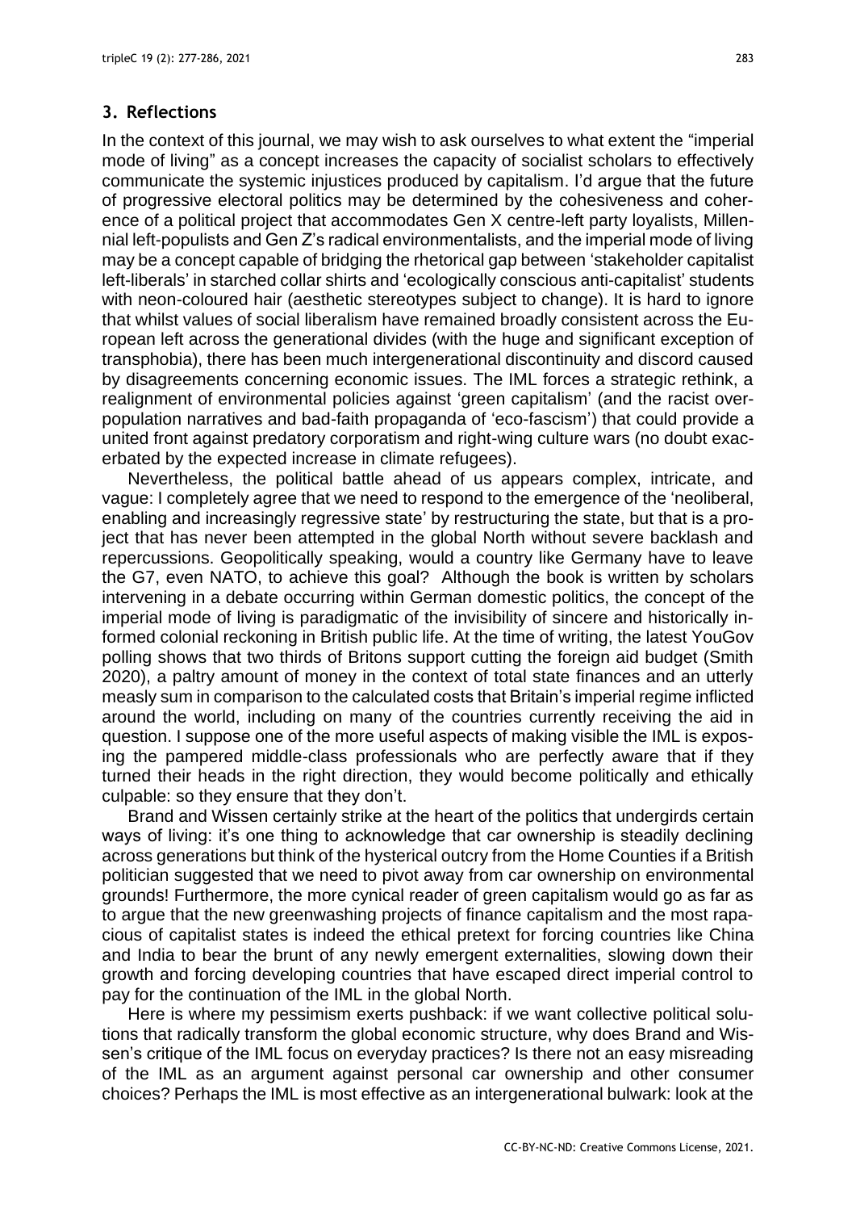## 3. Reflections

In the context of this journal, we may wish to ask ourselves to what extent the "imperial mode of living" as a concept increases the capacity of socialist scholars to effectively communicate the systemic injustices produced by capitalism. I'd argue that the future of progressive electoral politics may be determined by the cohesiveness and coherence of a political project that accommodates Gen X centre-left party loyalists, Millennial left-populists and Gen Z's radical environmentalists, and the imperial mode of living may be a concept capable of bridging the rhetorical gap between 'stakeholder capitalist left-liberals' in starched collar shirts and 'ecologically conscious anti-capitalist' students with neon-coloured hair (aesthetic stereotypes subject to change). It is hard to ignore that whilst values of social liberalism have remained broadly consistent across the European left across the generational divides (with the huge and significant exception of transphobia), there has been much intergenerational discontinuity and discord caused by disagreements concerning economic issues. The IML forces a strategic rethink, a realignment of environmental policies against 'green capitalism' (and the racist overpopulation narratives and bad-faith propaganda of 'eco-fascism') that could provide a united front against predatory corporatism and right-wing culture wars (no doubt exacerbated by the expected increase in climate refugees).

Nevertheless, the political battle ahead of us appears complex, intricate, and vague: I completely agree that we need to respond to the emergence of the 'neoliberal, enabling and increasingly regressive state' by restructuring the state, but that is a project that has never been attempted in the global North without severe backlash and repercussions. Geopolitically speaking, would a country like Germany have to leave the G7, even NATO, to achieve this goal? Although the book is written by scholars intervening in a debate occurring within German domestic politics, the concept of the imperial mode of living is paradigmatic of the invisibility of sincere and historically informed colonial reckoning in British public life. At the time of writing, the latest YouGov polling shows that two thirds of Britons support cutting the foreign aid budget (Smith 2020), a paltry amount of money in the context of total state finances and an utterly measly sum in comparison to the calculated costs that Britain's imperial regime inflicted around the world, including on many of the countries currently receiving the aid in question. I suppose one of the more useful aspects of making visible the IML is exposing the pampered middle-class professionals who are perfectly aware that if they turned their heads in the right direction, they would become politically and ethically culpable: so they ensure that they don't.

Brand and Wissen certainly strike at the heart of the politics that undergirds certain ways of living: it's one thing to acknowledge that car ownership is steadily declining across generations but think of the hysterical outcry from the Home Counties if a British politician suggested that we need to pivot away from car ownership on environmental grounds! Furthermore, the more cynical reader of green capitalism would go as far as to argue that the new greenwashing projects of finance capitalism and the most rapacious of capitalist states is indeed the ethical pretext for forcing countries like China and India to bear the brunt of any newly emergent externalities, slowing down their growth and forcing developing countries that have escaped direct imperial control to pay for the continuation of the IML in the global North.

Here is where my pessimism exerts pushback: if we want collective political solutions that radically transform the global economic structure, why does Brand and Wissen's critique of the IML focus on everyday practices? Is there not an easy misreading of the IML as an argument against personal car ownership and other consumer choices? Perhaps the IML is most effective as an intergenerational bulwark: look at the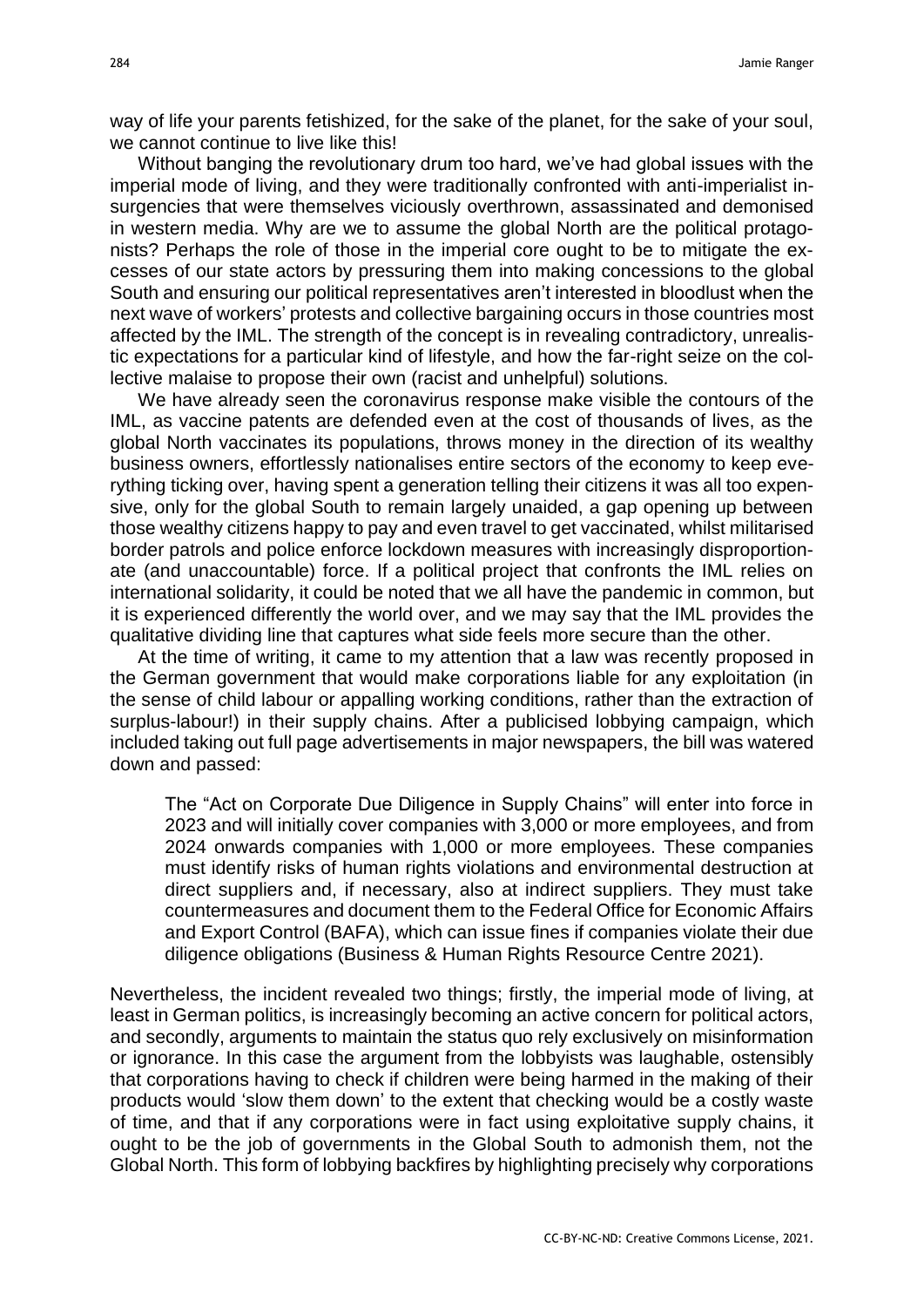way of life your parents fetishized, for the sake of the planet, for the sake of your soul, we cannot continue to live like this!

Without banging the revolutionary drum too hard, we've had global issues with the imperial mode of living, and they were traditionally confronted with anti-imperialist insurgencies that were themselves viciously overthrown, assassinated and demonised in western media. Why are we to assume the global North are the political protagonists? Perhaps the role of those in the imperial core ought to be to mitigate the excesses of our state actors by pressuring them into making concessions to the global South and ensuring our political representatives aren't interested in bloodlust when the next wave of workers' protests and collective bargaining occurs in those countries most affected by the IML. The strength of the concept is in revealing contradictory, unrealistic expectations for a particular kind of lifestyle, and how the far-right seize on the collective malaise to propose their own (racist and unhelpful) solutions.

We have already seen the coronavirus response make visible the contours of the IML, as vaccine patents are defended even at the cost of thousands of lives, as the global North vaccinates its populations, throws money in the direction of its wealthy business owners, effortlessly nationalises entire sectors of the economy to keep everything ticking over, having spent a generation telling their citizens it was all too expensive, only for the global South to remain largely unaided, a gap opening up between those wealthy citizens happy to pay and even travel to get vaccinated, whilst militarised border patrols and police enforce lockdown measures with increasingly disproportionate (and unaccountable) force. If a political project that confronts the IML relies on international solidarity, it could be noted that we all have the pandemic in common, but it is experienced differently the world over, and we may say that the IML provides the qualitative dividing line that captures what side feels more secure than the other.

At the time of writing, it came to my attention that a law was recently proposed in the German government that would make corporations liable for any exploitation (in the sense of child labour or appalling working conditions, rather than the extraction of surplus-labour!) in their supply chains. After a publicised lobbying campaign, which included taking out full page advertisements in major newspapers, the bill was watered down and passed:

> The "Act on Corporate Due Diligence in Supply Chains" will enter into force in 2023 and will initially cover companies with 3,000 or more employees, and from 2024 onwards companies with 1,000 or more employees. These companies must identify risks of human rights violations and environmental destruction at direct suppliers and, if necessary, also at indirect suppliers. They must take countermeasures and document them to the Federal Office for Economic Affairs and Export Control (BAFA), which can issue fines if companies violate their due diligence obligations (Business & Human Rights Resource Centre 2021).

Nevertheless, the incident revealed two things; firstly, the imperial mode of living, at least in German politics, is increasingly becoming an active concern for political actors, and secondly, arguments to maintain the status quo rely exclusively on misinformation or ignorance. In this case the argument from the lobbyists was laughable, ostensibly that corporations having to check if children were being harmed in the making of their products would 'slow them down' to the extent that checking would be a costly waste of time, and that if any corporations were in fact using exploitative supply chains, it ought to be the job of governments in the Global South to admonish them, not the Global North. This form of lobbying backfires by highlighting precisely why corporations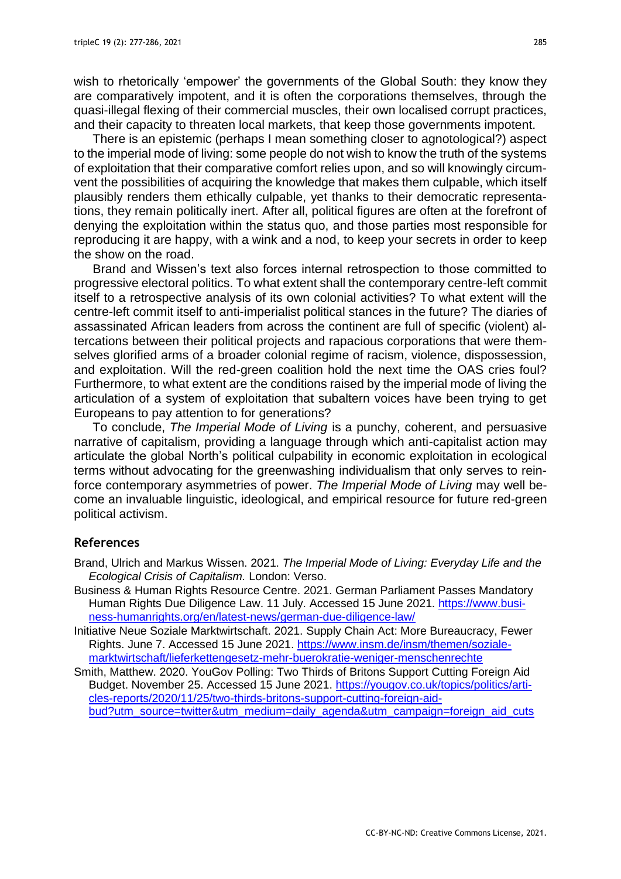wish to rhetorically 'empower' the governments of the Global South: they know they are comparatively impotent, and it is often the corporations themselves, through the quasi-illegal flexing of their commercial muscles, their own localised corrupt practices, and their capacity to threaten local markets, that keep those governments impotent.

There is an epistemic (perhaps I mean something closer to agnotological?) aspect to the imperial mode of living: some people do not wish to know the truth of the systems of exploitation that their comparative comfort relies upon, and so will knowingly circumvent the possibilities of acquiring the knowledge that makes them culpable, which itself plausibly renders them ethically culpable, yet thanks to their democratic representations, they remain politically inert. After all, political figures are often at the forefront of denying the exploitation within the status quo, and those parties most responsible for reproducing it are happy, with a wink and a nod, to keep your secrets in order to keep the show on the road.

Brand and Wissen's text also forces internal retrospection to those committed to progressive electoral politics. To what extent shall the contemporary centre-left commit itself to a retrospective analysis of its own colonial activities? To what extent will the centre-left commit itself to anti-imperialist political stances in the future? The diaries of assassinated African leaders from across the continent are full of specific (violent) altercations between their political projects and rapacious corporations that were themselves glorified arms of a broader colonial regime of racism, violence, dispossession, and exploitation. Will the red-green coalition hold the next time the OAS cries foul? Furthermore, to what extent are the conditions raised by the imperial mode of living the articulation of a system of exploitation that subaltern voices have been trying to get Europeans to pay attention to for generations?

To conclude, *The Imperial Mode of Living* is a punchy, coherent, and persuasive narrative of capitalism, providing a language through which anti-capitalist action may articulate the global North's political culpability in economic exploitation in ecological terms without advocating for the greenwashing individualism that only serves to reinforce contemporary asymmetries of power. *The Imperial Mode of Living* may well become an invaluable linguistic, ideological, and empirical resource for future red-green political activism.

## References

Brand, Ulrich and Markus Wissen. 2021. *The Imperial Mode of Living: Everyday Life and the Ecological Crisis of Capitalism.* London: Verso.

Business & Human Rights Resource Centre. 2021. German Parliament Passes Mandatory Human Rights Due Diligence Law. 11 July. Accessed 15 June 2021. https://www.business-humanrights.org/en/latest-news/german-due-diligence-law/

Initiative Neue Soziale Marktwirtschaft. 2021. Supply Chain Act: More Bureaucracy, Fewer Rights. June 7. Accessed 15 June 2021. https://www.insm.de/insm/themen/soziale-marktwirtschaft/lieferkettengesetz-mehr-buerokratie-weniger-menschenrechte

Smith, Matthew. 2020. YouGov Polling: Two Thirds of Britons Support Cutting Foreign Aid Budget. November 25. Accessed 15 June 2021. https://yougov.co.uk/topics/politics/articles-reports/2020/11/25/two-thirds-britons-support-cutting-foreign-aid-bud?utm_source=twitter&utm_medium=daily_agenda&utm_campaign=foreign_aid_cuts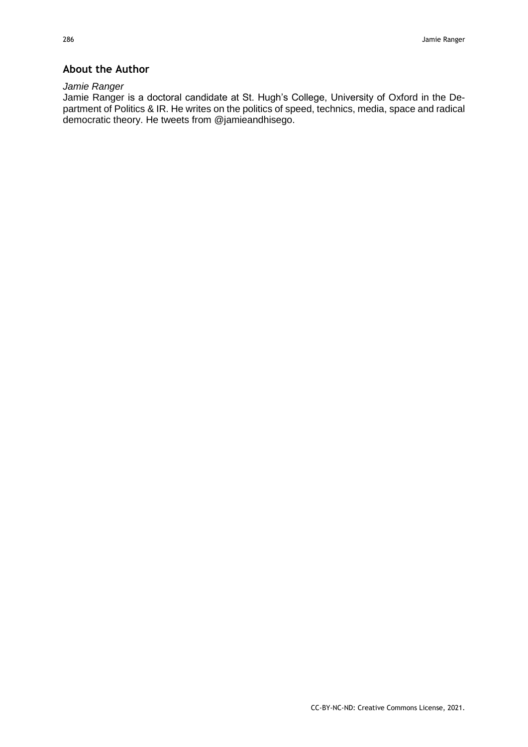## About the Author

*Jamie Ranger*

Jamie Ranger is a doctoral candidate at St. Hugh's College, University of Oxford in the Department of Politics & IR. He writes on the politics of speed, technics, media, space and radical democratic theory. He tweets from @jamieandhisego.

CC-BY-NC-ND: Creative Commons License, 2021.